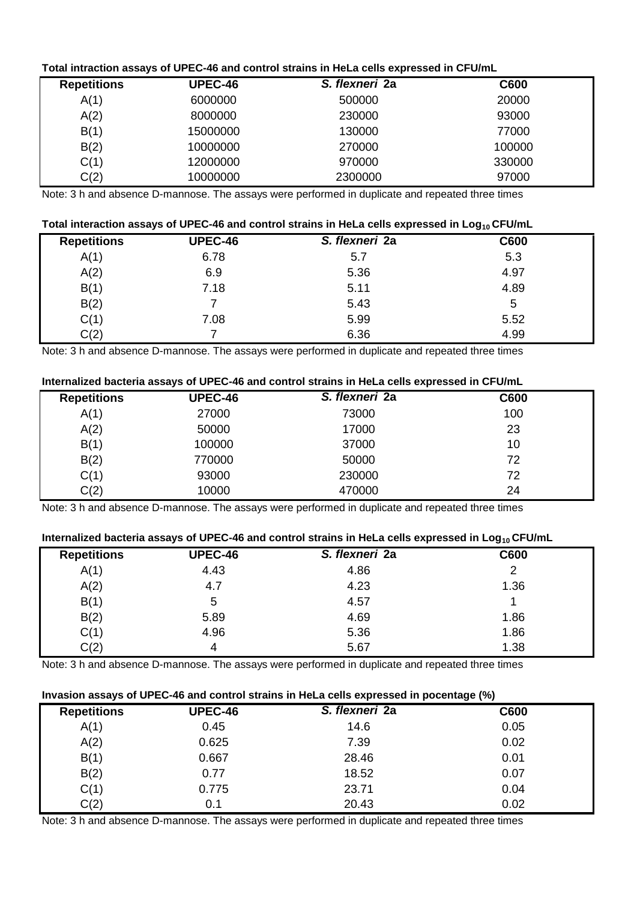**Total intraction assays of UPEC-46 and control strains in HeLa cells expressed in CFU/mL**

| Repetitions | UPEC-46 | *S. flexneri* 2a | C600 |
|---|---|---|---|
| A(1) | 6000000 | 500000 | 20000 |
| A(2) | 8000000 | 230000 | 93000 |
| B(1) | 15000000 | 130000 | 77000 |
| B(2) | 10000000 | 270000 | 100000 |
| C(1) | 12000000 | 970000 | 330000 |
| C(2) | 10000000 | 2300000 | 97000 |

Note: 3 h and absence D-mannose. The assays were performed in duplicate and repeated three times

**Total interaction assays of UPEC-46 and control strains in HeLa cells expressed in $Log_{10}$ CFU/mL**

| Repetitions | UPEC-46 | *S. flexneri* 2a | C600 |
|---|---|---|---|
| A(1) | 6.78 | 5.7 | 5.3 |
| A(2) | 6.9 | 5.36 | 4.97 |
| B(1) | 7.18 | 5.11 | 4.89 |
| B(2) | 7 | 5.43 | 5 |
| C(1) | 7.08 | 5.99 | 5.52 |
| C(2) | 7 | 6.36 | 4.99 |

Note: 3 h and absence D-mannose. The assays were performed in duplicate and repeated three times

**Internalized bacteria assays of UPEC-46 and control strains in HeLa cells expressed in CFU/mL**

| Repetitions | UPEC-46 | *S. flexneri* 2a | C600 |
|---|---|---|---|
| A(1) | 27000 | 73000 | 100 |
| A(2) | 50000 | 17000 | 23 |
| B(1) | 100000 | 37000 | 10 |
| B(2) | 770000 | 50000 | 72 |
| C(1) | 93000 | 230000 | 72 |
| C(2) | 10000 | 470000 | 24 |

Note: 3 h and absence D-mannose. The assays were performed in duplicate and repeated three times

**Internalized bacteria assays of UPEC-46 and control strains in HeLa cells expressed in $Log_{10}$ CFU/mL**

| Repetitions | UPEC-46 | *S. flexneri* 2a | C600 |
|---|---|---|---|
| A(1) | 4.43 | 4.86 | 2 |
| A(2) | 4.7 | 4.23 | 1.36 |
| B(1) | 5 | 4.57 | 1 |
| B(2) | 5.89 | 4.69 | 1.86 |
| C(1) | 4.96 | 5.36 | 1.86 |
| C(2) | 4 | 5.67 | 1.38 |

Note: 3 h and absence D-mannose. The assays were performed in duplicate and repeated three times

**Invasion assays of UPEC-46 and control strains in HeLa cells expressed in pocentage (%)**

| Repetitions | UPEC-46 | *S. flexneri* 2a | C600 |
|---|---|---|---|
| A(1) | 0.45 | 14.6 | 0.05 |
| A(2) | 0.625 | 7.39 | 0.02 |
| B(1) | 0.667 | 28.46 | 0.01 |
| B(2) | 0.77 | 18.52 | 0.07 |
| C(1) | 0.775 | 23.71 | 0.04 |
| C(2) | 0.1 | 20.43 | 0.02 |

Note: 3 h and absence D-mannose. The assays were performed in duplicate and repeated three times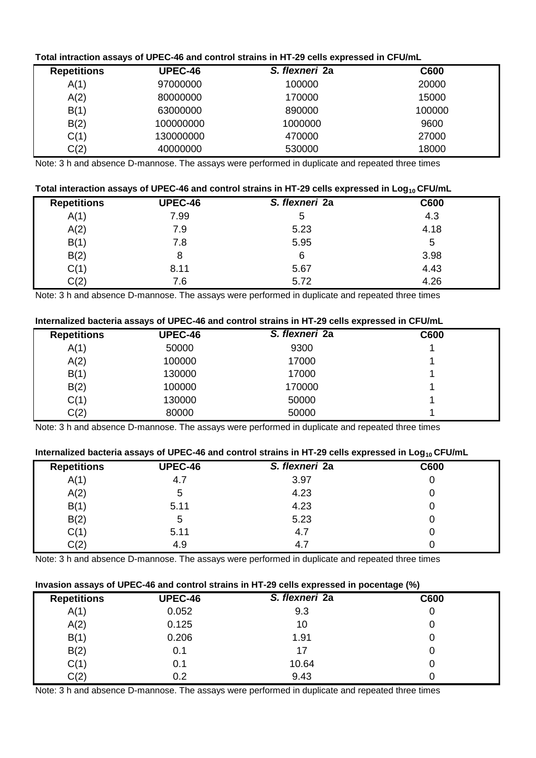**Total intraction assays of UPEC-46 and control strains in HT-29 cells expressed in CFU/mL**

| Repetitions | UPEC-46 | *S. flexneri* 2a | C600 |
|---|---|---|---|
| A(1) | 97000000 | 100000 | 20000 |
| A(2) | 80000000 | 170000 | 15000 |
| B(1) | 63000000 | 890000 | 100000 |
| B(2) | 100000000 | 1000000 | 9600 |
| C(1) | 130000000 | 470000 | 27000 |
| C(2) | 40000000 | 530000 | 18000 |

Note: 3 h and absence D-mannose. The assays were performed in duplicate and repeated three times

**Total interaction assays of UPEC-46 and control strains in HT-29 cells expressed in $Log_{10}$ CFU/mL**

| Repetitions | UPEC-46 | *S. flexneri* 2a | C600 |
|---|---|---|---|
| A(1) | 7.99 | 5 | 4.3 |
| A(2) | 7.9 | 5.23 | 4.18 |
| B(1) | 7.8 | 5.95 | 5 |
| B(2) | 8 | 6 | 3.98 |
| C(1) | 8.11 | 5.67 | 4.43 |
| C(2) | 7.6 | 5.72 | 4.26 |

Note: 3 h and absence D-mannose. The assays were performed in duplicate and repeated three times

**Internalized bacteria assays of UPEC-46 and control strains in HT-29 cells expressed in CFU/mL**

| Repetitions | UPEC-46 | *S. flexneri* 2a | C600 |
|---|---|---|---|
| A(1) | 50000 | 9300 | 1 |
| A(2) | 100000 | 17000 | 1 |
| B(1) | 130000 | 17000 | 1 |
| B(2) | 100000 | 170000 | 1 |
| C(1) | 130000 | 50000 | 1 |
| C(2) | 80000 | 50000 | 1 |

Note: 3 h and absence D-mannose. The assays were performed in duplicate and repeated three times

**Internalized bacteria assays of UPEC-46 and control strains in HT-29 cells expressed in $Log_{10}$ CFU/mL**

| Repetitions | UPEC-46 | *S. flexneri* 2a | C600 |
|---|---|---|---|
| A(1) | 4.7 | 3.97 | 0 |
| A(2) | 5 | 4.23 | 0 |
| B(1) | 5.11 | 4.23 | 0 |
| B(2) | 5 | 5.23 | 0 |
| C(1) | 5.11 | 4.7 | 0 |
| C(2) | 4.9 | 4.7 | 0 |

Note: 3 h and absence D-mannose. The assays were performed in duplicate and repeated three times

**Invasion assays of UPEC-46 and control strains in HT-29 cells expressed in pocentage (%)**

| Repetitions | UPEC-46 | *S. flexneri* 2a | C600 |
|---|---|---|---|
| A(1) | 0.052 | 9.3 | 0 |
| A(2) | 0.125 | 10 | 0 |
| B(1) | 0.206 | 1.91 | 0 |
| B(2) | 0.1 | 17 | 0 |
| C(1) | 0.1 | 10.64 | 0 |
| C(2) | 0.2 | 9.43 | 0 |

Note: 3 h and absence D-mannose. The assays were performed in duplicate and repeated three times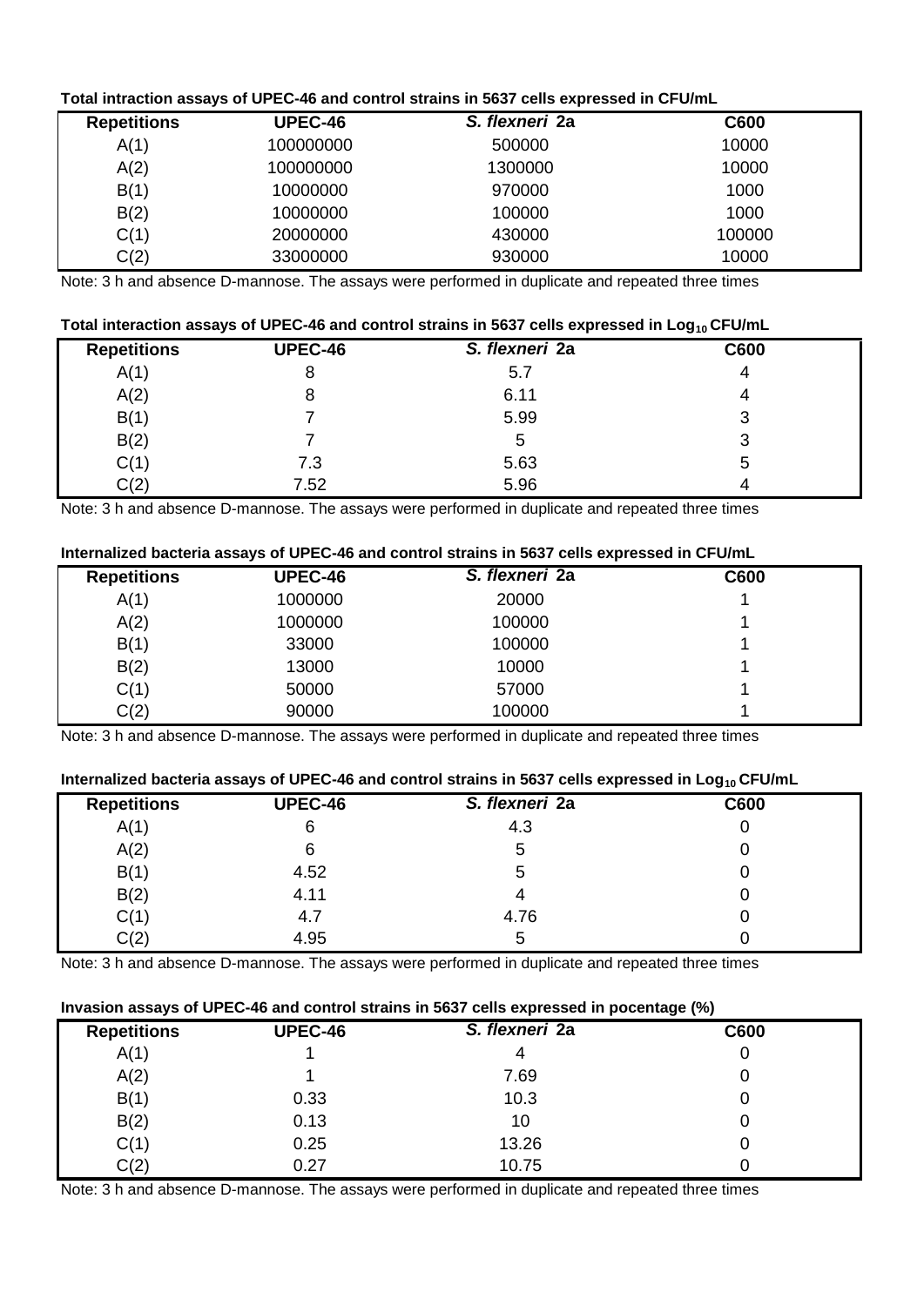**Total intraction assays of UPEC-46 and control strains in 5637 cells expressed in CFU/mL**

| Repetitions | UPEC-46 | *S. flexneri* 2a | C600 |
|---|---|---|---|
| A(1) | 100000000 | 500000 | 10000 |
| A(2) | 100000000 | 1300000 | 10000 |
| B(1) | 10000000 | 970000 | 1000 |
| B(2) | 10000000 | 100000 | 1000 |
| C(1) | 20000000 | 430000 | 100000 |
| C(2) | 33000000 | 930000 | 10000 |

Note: 3 h and absence D-mannose. The assays were performed in duplicate and repeated three times

**Total interaction assays of UPEC-46 and control strains in 5637 cells expressed in $Log_{10}$ CFU/mL**

| Repetitions | UPEC-46 | *S. flexneri* 2a | C600 |
|---|---|---|---|
| A(1) | 8 | 5.7 | 4 |
| A(2) | 8 | 6.11 | 4 |
| B(1) | 7 | 5.99 | 3 |
| B(2) | 7 | 5 | 3 |
| C(1) | 7.3 | 5.63 | 5 |
| C(2) | 7.52 | 5.96 | 4 |

Note: 3 h and absence D-mannose. The assays were performed in duplicate and repeated three times

**Internalized bacteria assays of UPEC-46 and control strains in 5637 cells expressed in CFU/mL**

| Repetitions | UPEC-46 | *S. flexneri* 2a | C600 |
|---|---|---|---|
| A(1) | 1000000 | 20000 | 1 |
| A(2) | 1000000 | 100000 | 1 |
| B(1) | 33000 | 100000 | 1 |
| B(2) | 13000 | 10000 | 1 |
| C(1) | 50000 | 57000 | 1 |
| C(2) | 90000 | 100000 | 1 |

Note: 3 h and absence D-mannose. The assays were performed in duplicate and repeated three times

**Internalized bacteria assays of UPEC-46 and control strains in 5637 cells expressed in $Log_{10}$ CFU/mL**

| Repetitions | UPEC-46 | *S. flexneri* 2a | C600 |
|---|---|---|---|
| A(1) | 6 | 4.3 | 0 |
| A(2) | 6 | 5 | 0 |
| B(1) | 4.52 | 5 | 0 |
| B(2) | 4.11 | 4 | 0 |
| C(1) | 4.7 | 4.76 | 0 |
| C(2) | 4.95 | 5 | 0 |

Note: 3 h and absence D-mannose. The assays were performed in duplicate and repeated three times

**Invasion assays of UPEC-46 and control strains in 5637 cells expressed in pocentage (%)**

| Repetitions | UPEC-46 | *S. flexneri* 2a | C600 |
|---|---|---|---|
| A(1) | 1 | 4 | 0 |
| A(2) | 1 | 7.69 | 0 |
| B(1) | 0.33 | 10.3 | 0 |
| B(2) | 0.13 | 10 | 0 |
| C(1) | 0.25 | 13.26 | 0 |
| C(2) | 0.27 | 10.75 | 0 |

Note: 3 h and absence D-mannose. The assays were performed in duplicate and repeated three times